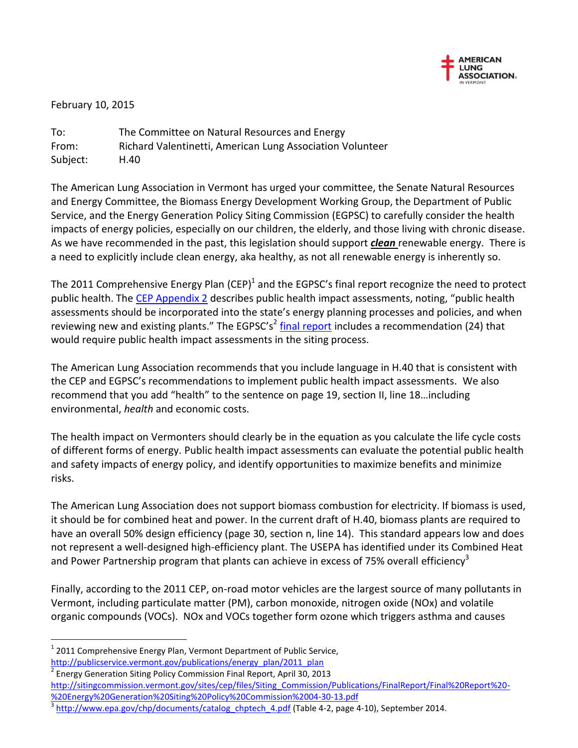AMERICAN LUNG ASSOCIATION. IN VERMONT

February 10, 2015

To: The Committee on Natural Resources and Energy
From: Richard Valentinetti, American Lung Association Volunteer
Subject: H.40

The American Lung Association in Vermont has urged your committee, the Senate Natural Resources and Energy Committee, the Biomass Energy Development Working Group, the Department of Public Service, and the Energy Generation Policy Siting Commission (EGPSC) to carefully consider the health impacts of energy policies, especially on our children, the elderly, and those living with chronic disease. As we have recommended in the past, this legislation should support ***clean*** renewable energy. There is a need to explicitly include clean energy, aka healthy, as not all renewable energy is inherently so.

The 2011 Comprehensive Energy Plan (CEP)[1] and the EGPSC's final report recognize the need to protect public health. The CEP Appendix 2 describes public health impact assessments, noting, "public health assessments should be incorporated into the state's energy planning processes and policies, and when reviewing new and existing plants." The EGPSC's[2] final report includes a recommendation (24) that would require public health impact assessments in the siting process.

The American Lung Association recommends that you include language in H.40 that is consistent with the CEP and EGPSC's recommendations to implement public health impact assessments. We also recommend that you add "health" to the sentence on page 19, section II, line 18…including environmental, *health* and economic costs.

The health impact on Vermonters should clearly be in the equation as you calculate the life cycle costs of different forms of energy. Public health impact assessments can evaluate the potential public health and safety impacts of energy policy, and identify opportunities to maximize benefits and minimize risks.

The American Lung Association does not support biomass combustion for electricity. If biomass is used, it should be for combined heat and power. In the current draft of H.40, biomass plants are required to have an overall 50% design efficiency (page 30, section n, line 14). This standard appears low and does not represent a well-designed high-efficiency plant. The USEPA has identified under its Combined Heat and Power Partnership program that plants can achieve in excess of 75% overall efficiency[3]

Finally, according to the 2011 CEP, on-road motor vehicles are the largest source of many pollutants in Vermont, including particulate matter (PM), carbon monoxide, nitrogen oxide (NOx) and volatile organic compounds (VOCs). NOx and VOCs together form ozone which triggers asthma and causes

---

[1] 2011 Comprehensive Energy Plan, Vermont Department of Public Service, http://publicservice.vermont.gov/publications/energy_plan/2011_plan

[2] Energy Generation Siting Policy Commission Final Report, April 30, 2013 http://sitingcommission.vermont.gov/sites/cep/files/Siting_Commission/Publications/FinalReport/Final%20Report%20-%20Energy%20Generation%20Siting%20Policy%20Commission%2004-30-13.pdf

[3] http://www.epa.gov/chp/documents/catalog_chptech_4.pdf (Table 4-2, page 4-10), September 2014.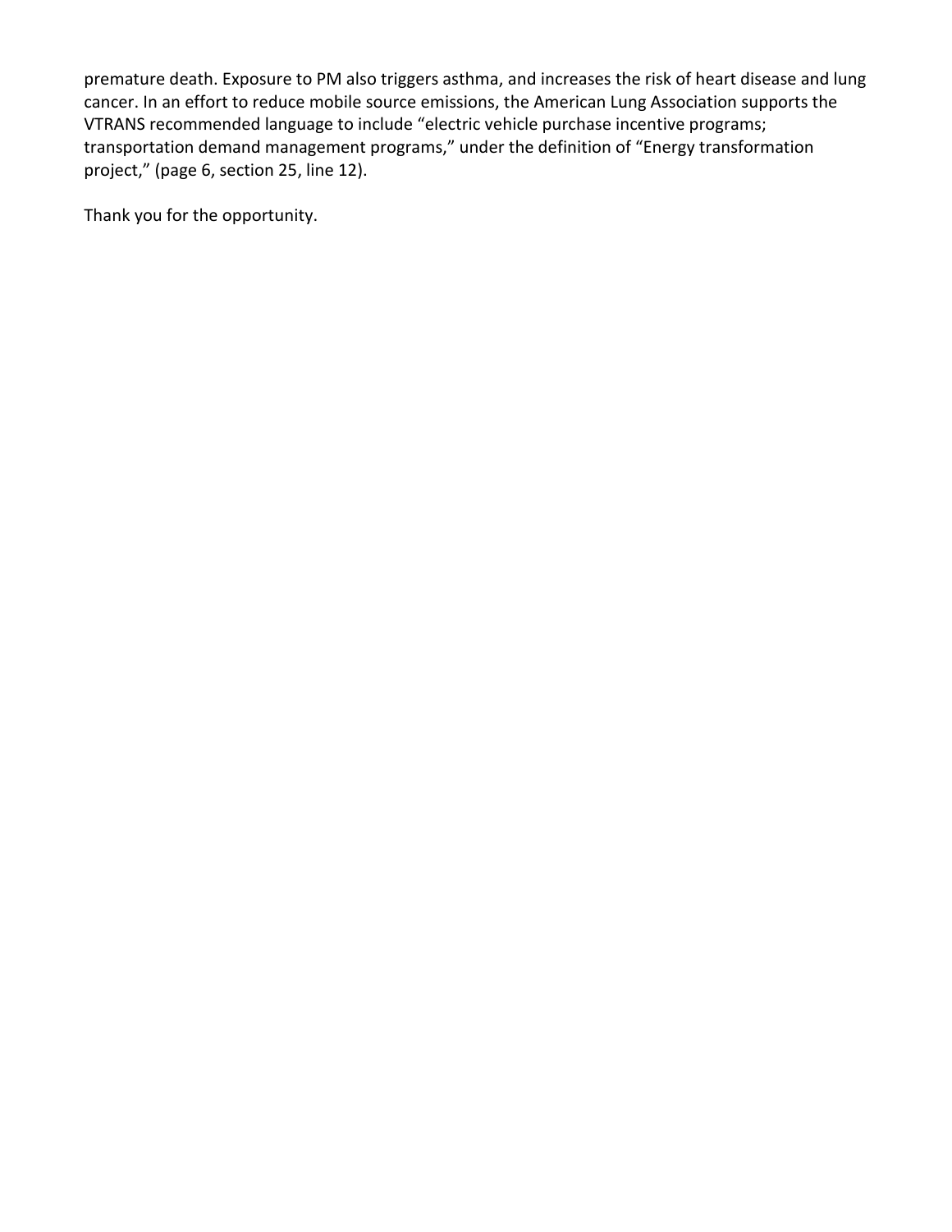premature death. Exposure to PM also triggers asthma, and increases the risk of heart disease and lung cancer. In an effort to reduce mobile source emissions, the American Lung Association supports the VTRANS recommended language to include “electric vehicle purchase incentive programs; transportation demand management programs,” under the definition of “Energy transformation project,” (page 6, section 25, line 12).

Thank you for the opportunity.